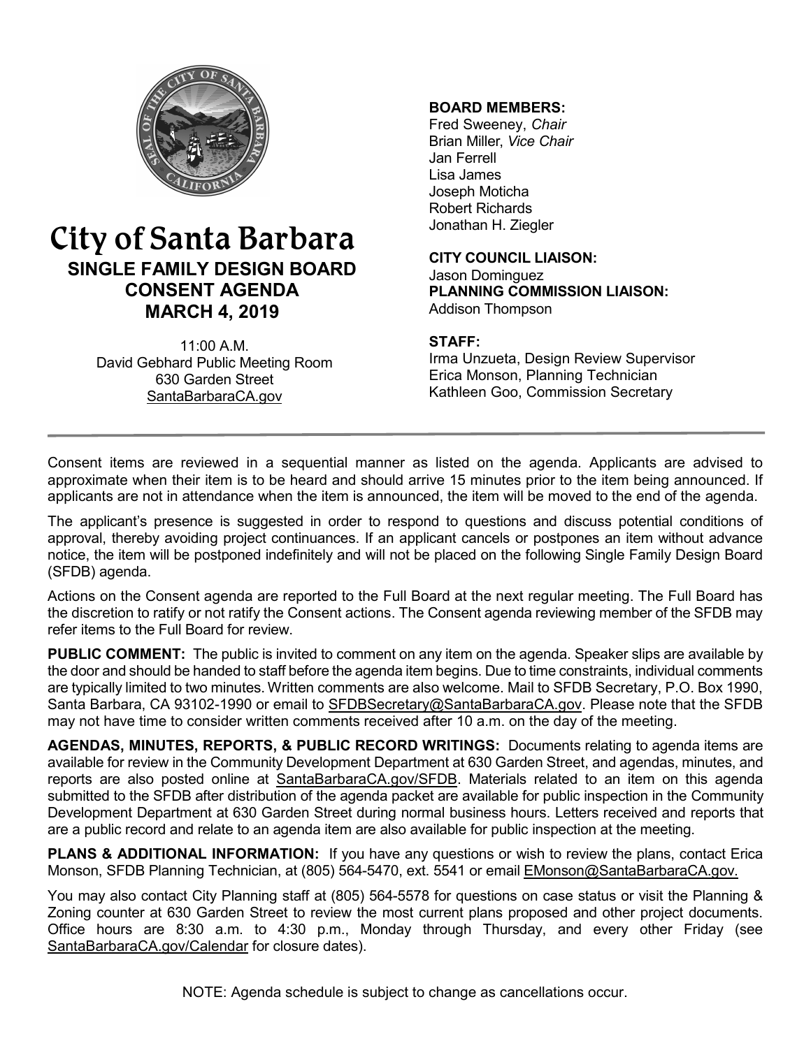# City of Santa Barbara

## SINGLE FAMILY DESIGN BOARD CONSENT AGENDA MARCH 4, 2019

11:00 A.M.
David Gebhard Public Meeting Room
630 Garden Street
SantaBarbaraCA.gov

**BOARD MEMBERS:**
Fred Sweeney, *Chair*
Brian Miller, *Vice Chair*
Jan Ferrell
Lisa James
Joseph Moticha
Robert Richards
Jonathan H. Ziegler

**CITY COUNCIL LIAISON:**
Jason Dominguez

**PLANNING COMMISSION LIAISON:**
Addison Thompson

**STAFF:**
Irma Unzueta, Design Review Supervisor
Erica Monson, Planning Technician
Kathleen Goo, Commission Secretary

---

Consent items are reviewed in a sequential manner as listed on the agenda. Applicants are advised to approximate when their item is to be heard and should arrive 15 minutes prior to the item being announced. If applicants are not in attendance when the item is announced, the item will be moved to the end of the agenda.

The applicant's presence is suggested in order to respond to questions and discuss potential conditions of approval, thereby avoiding project continuances. If an applicant cancels or postpones an item without advance notice, the item will be postponed indefinitely and will not be placed on the following Single Family Design Board (SFDB) agenda.

Actions on the Consent agenda are reported to the Full Board at the next regular meeting. The Full Board has the discretion to ratify or not ratify the Consent actions. The Consent agenda reviewing member of the SFDB may refer items to the Full Board for review.

**PUBLIC COMMENT:** The public is invited to comment on any item on the agenda. Speaker slips are available by the door and should be handed to staff before the agenda item begins. Due to time constraints, individual comments are typically limited to two minutes. Written comments are also welcome. Mail to SFDB Secretary, P.O. Box 1990, Santa Barbara, CA 93102-1990 or email to SFDBSecretary@SantaBarbaraCA.gov. Please note that the SFDB may not have time to consider written comments received after 10 a.m. on the day of the meeting.

**AGENDAS, MINUTES, REPORTS, & PUBLIC RECORD WRITINGS:** Documents relating to agenda items are available for review in the Community Development Department at 630 Garden Street, and agendas, minutes, and reports are also posted online at SantaBarbaraCA.gov/SFDB. Materials related to an item on this agenda submitted to the SFDB after distribution of the agenda packet are available for public inspection in the Community Development Department at 630 Garden Street during normal business hours. Letters received and reports that are a public record and relate to an agenda item are also available for public inspection at the meeting.

**PLANS & ADDITIONAL INFORMATION:** If you have any questions or wish to review the plans, contact Erica Monson, SFDB Planning Technician, at (805) 564-5470, ext. 5541 or email EMonson@SantaBarbaraCA.gov.

You may also contact City Planning staff at (805) 564-5578 for questions on case status or visit the Planning & Zoning counter at 630 Garden Street to review the most current plans proposed and other project documents. Office hours are 8:30 a.m. to 4:30 p.m., Monday through Thursday, and every other Friday (see SantaBarbaraCA.gov/Calendar for closure dates).

NOTE: Agenda schedule is subject to change as cancellations occur.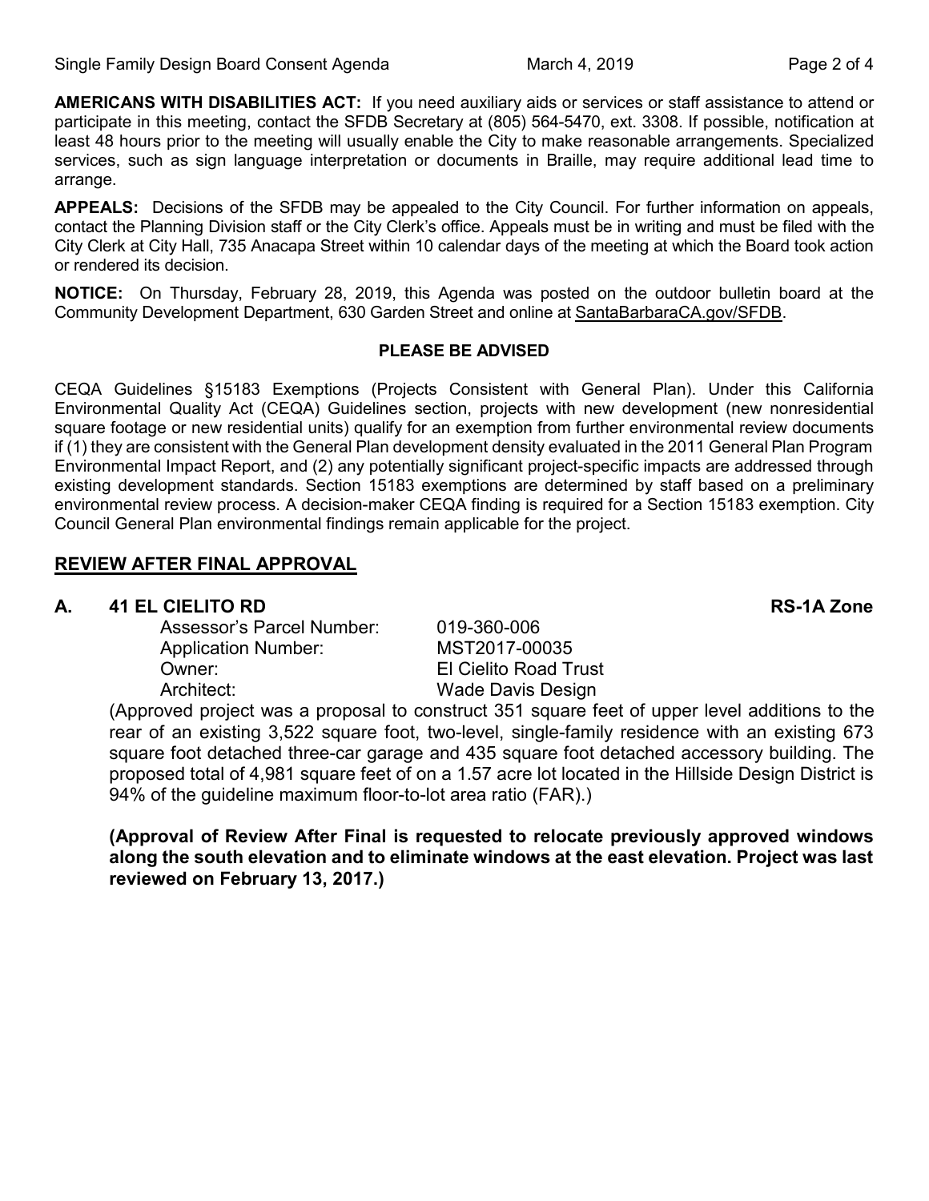**AMERICANS WITH DISABILITIES ACT:** If you need auxiliary aids or services or staff assistance to attend or participate in this meeting, contact the SFDB Secretary at (805) 564-5470, ext. 3308. If possible, notification at least 48 hours prior to the meeting will usually enable the City to make reasonable arrangements. Specialized services, such as sign language interpretation or documents in Braille, may require additional lead time to arrange.

**APPEALS:** Decisions of the SFDB may be appealed to the City Council. For further information on appeals, contact the Planning Division staff or the City Clerk's office. Appeals must be in writing and must be filed with the City Clerk at City Hall, 735 Anacapa Street within 10 calendar days of the meeting at which the Board took action or rendered its decision.

**NOTICE:** On Thursday, February 28, 2019, this Agenda was posted on the outdoor bulletin board at the Community Development Department, 630 Garden Street and online at SantaBarbaraCA.gov/SFDB.

**PLEASE BE ADVISED**

CEQA Guidelines §15183 Exemptions (Projects Consistent with General Plan). Under this California Environmental Quality Act (CEQA) Guidelines section, projects with new development (new nonresidential square footage or new residential units) qualify for an exemption from further environmental review documents if (1) they are consistent with the General Plan development density evaluated in the 2011 General Plan Program Environmental Impact Report, and (2) any potentially significant project-specific impacts are addressed through existing development standards. Section 15183 exemptions are determined by staff based on a preliminary environmental review process. A decision-maker CEQA finding is required for a Section 15183 exemption. City Council General Plan environmental findings remain applicable for the project.

## REVIEW AFTER FINAL APPROVAL

### A. 41 EL CIELITO RD — RS-1A Zone

Assessor's Parcel Number: 019-360-006
Application Number: MST2017-00035
Owner: El Cielito Road Trust
Architect: Wade Davis Design

(Approved project was a proposal to construct 351 square feet of upper level additions to the rear of an existing 3,522 square foot, two-level, single-family residence with an existing 673 square foot detached three-car garage and 435 square foot detached accessory building. The proposed total of 4,981 square feet of on a 1.57 acre lot located in the Hillside Design District is 94% of the guideline maximum floor-to-lot area ratio (FAR).)

**(Approval of Review After Final is requested to relocate previously approved windows along the south elevation and to eliminate windows at the east elevation. Project was last reviewed on February 13, 2017.)**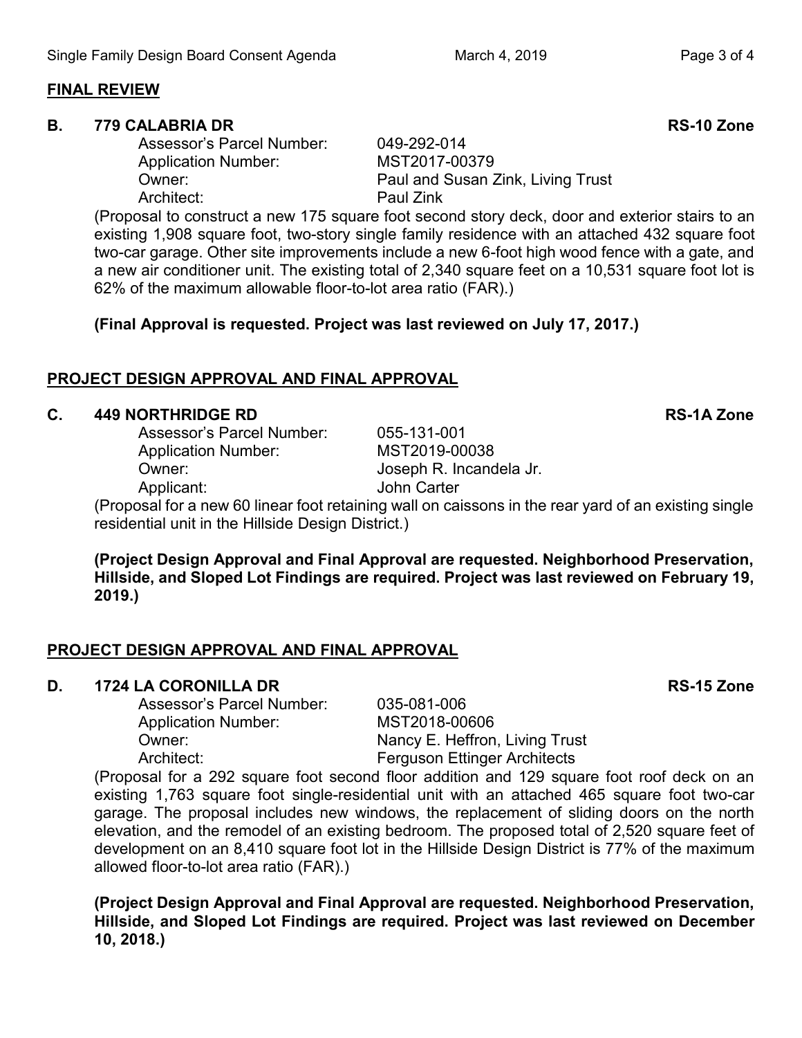## FINAL REVIEW

### B. 779 CALABRIA DR — RS-10 Zone

Assessor's Parcel Number: 049-292-014
Application Number: MST2017-00379
Owner: Paul and Susan Zink, Living Trust
Architect: Paul Zink

(Proposal to construct a new 175 square foot second story deck, door and exterior stairs to an existing 1,908 square foot, two-story single family residence with an attached 432 square foot two-car garage. Other site improvements include a new 6-foot high wood fence with a gate, and a new air conditioner unit. The existing total of 2,340 square feet on a 10,531 square foot lot is 62% of the maximum allowable floor-to-lot area ratio (FAR).)

**(Final Approval is requested. Project was last reviewed on July 17, 2017.)**

## PROJECT DESIGN APPROVAL AND FINAL APPROVAL

### C. 449 NORTHRIDGE RD — RS-1A Zone

Assessor's Parcel Number: 055-131-001
Application Number: MST2019-00038
Owner: Joseph R. Incandela Jr.
Applicant: John Carter

(Proposal for a new 60 linear foot retaining wall on caissons in the rear yard of an existing single residential unit in the Hillside Design District.)

**(Project Design Approval and Final Approval are requested. Neighborhood Preservation, Hillside, and Sloped Lot Findings are required. Project was last reviewed on February 19, 2019.)**

## PROJECT DESIGN APPROVAL AND FINAL APPROVAL

### D. 1724 LA CORONILLA DR — RS-15 Zone

Assessor's Parcel Number: 035-081-006
Application Number: MST2018-00606
Owner: Nancy E. Heffron, Living Trust
Architect: Ferguson Ettinger Architects

(Proposal for a 292 square foot second floor addition and 129 square foot roof deck on an existing 1,763 square foot single-residential unit with an attached 465 square foot two-car garage. The proposal includes new windows, the replacement of sliding doors on the north elevation, and the remodel of an existing bedroom. The proposed total of 2,520 square feet of development on an 8,410 square foot lot in the Hillside Design District is 77% of the maximum allowed floor-to-lot area ratio (FAR).)

**(Project Design Approval and Final Approval are requested. Neighborhood Preservation, Hillside, and Sloped Lot Findings are required. Project was last reviewed on December 10, 2018.)**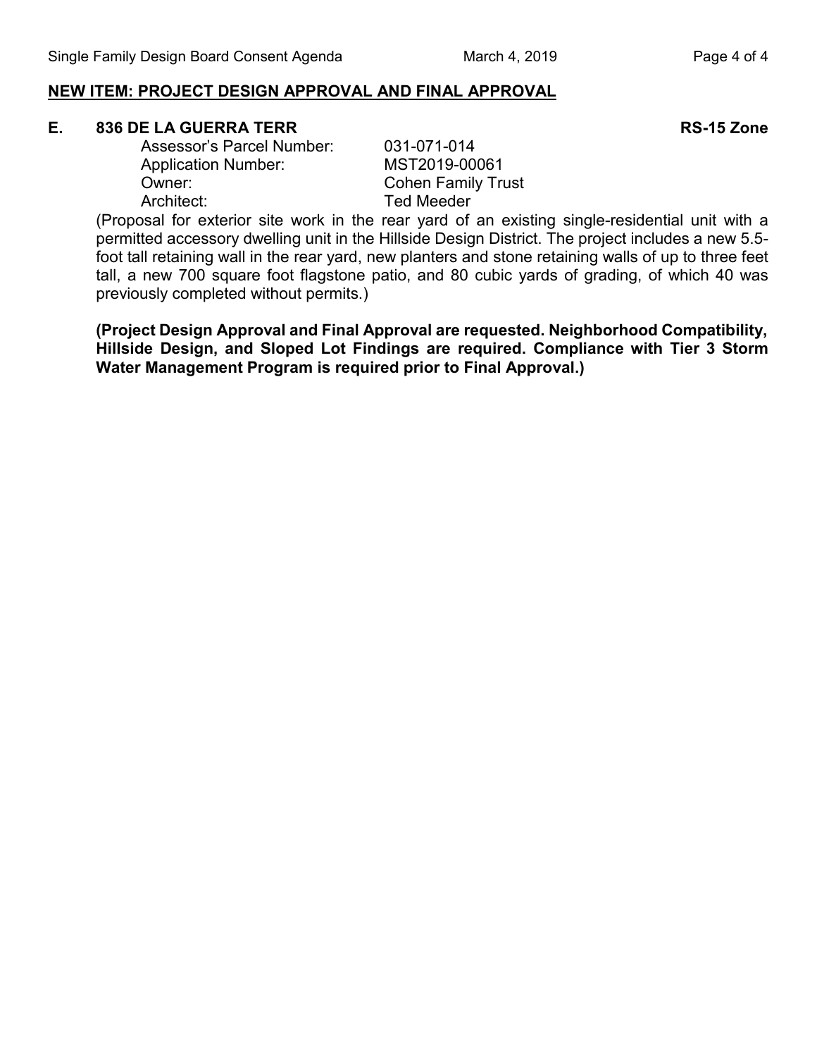**NEW ITEM: PROJECT DESIGN APPROVAL AND FINAL APPROVAL**

**E. 836 DE LA GUERRA TERR** **RS-15 Zone**

Assessor's Parcel Number: 031-071-014
Application Number: MST2019-00061
Owner: Cohen Family Trust
Architect: Ted Meeder

(Proposal for exterior site work in the rear yard of an existing single-residential unit with a permitted accessory dwelling unit in the Hillside Design District. The project includes a new 5.5-foot tall retaining wall in the rear yard, new planters and stone retaining walls of up to three feet tall, a new 700 square foot flagstone patio, and 80 cubic yards of grading, of which 40 was previously completed without permits.)

**(Project Design Approval and Final Approval are requested. Neighborhood Compatibility, Hillside Design, and Sloped Lot Findings are required. Compliance with Tier 3 Storm Water Management Program is required prior to Final Approval.)**